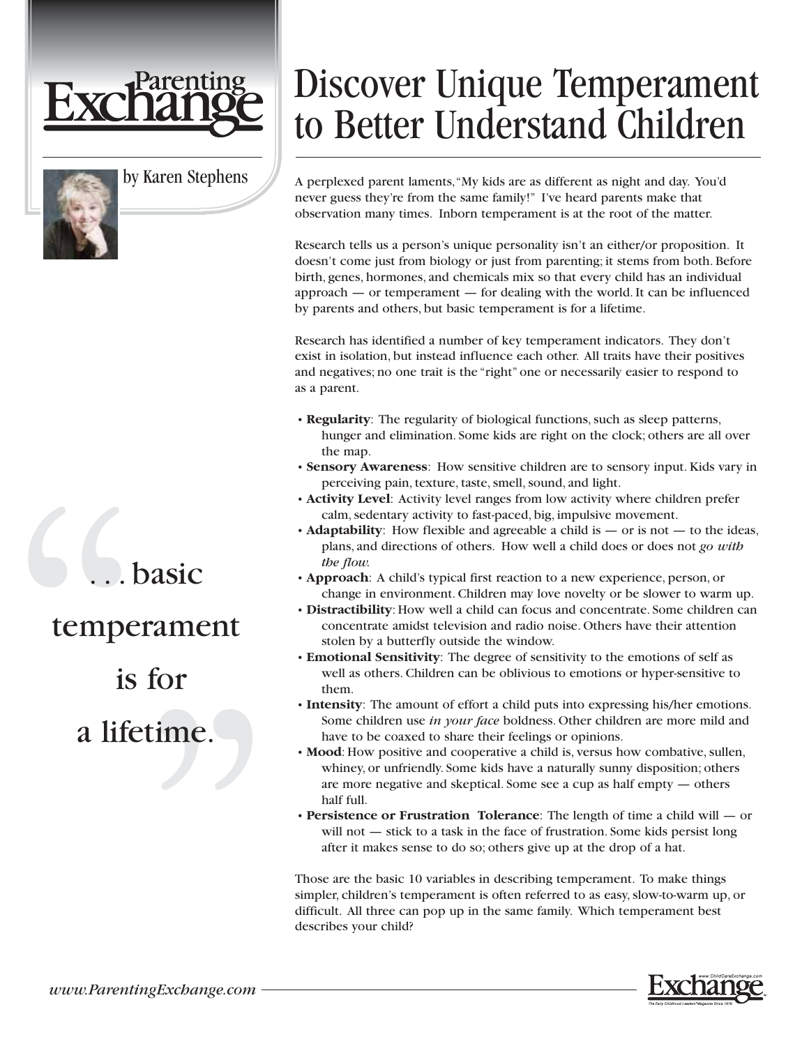# Discover Unique Temperament to Better Understand Children

by Karen Stephens

A perplexed parent laments, "My kids are as different as night and day. You'd never guess they're from the same family!" I've heard parents make that observation many times. Inborn temperament is at the root of the matter.

Research tells us a person's unique personality isn't an either/or proposition. It doesn't come just from biology or just from parenting; it stems from both. Before birth, genes, hormones, and chemicals mix so that every child has an individual approach — or temperament — for dealing with the world. It can be influenced by parents and others, but basic temperament is for a lifetime.

> ". . . basic temperament is for a lifetime."

Research has identified a number of key temperament indicators. They don't exist in isolation, but instead influence each other. All traits have their positives and negatives; no one trait is the "right" one or necessarily easier to respond to as a parent.

- **Regularity**: The regularity of biological functions, such as sleep patterns, hunger and elimination. Some kids are right on the clock; others are all over the map.
- **Sensory Awareness**: How sensitive children are to sensory input. Kids vary in perceiving pain, texture, taste, smell, sound, and light.
- **Activity Level**: Activity level ranges from low activity where children prefer calm, sedentary activity to fast-paced, big, impulsive movement.
- **Adaptability**: How flexible and agreeable a child is — or is not — to the ideas, plans, and directions of others. How well a child does or does not *go with the flow*.
- **Approach**: A child's typical first reaction to a new experience, person, or change in environment. Children may love novelty or be slower to warm up.
- **Distractibility**: How well a child can focus and concentrate. Some children can concentrate amidst television and radio noise. Others have their attention stolen by a butterfly outside the window.
- **Emotional Sensitivity**: The degree of sensitivity to the emotions of self as well as others. Children can be oblivious to emotions or hyper-sensitive to them.
- **Intensity**: The amount of effort a child puts into expressing his/her emotions. Some children use *in your face* boldness. Other children are more mild and have to be coaxed to share their feelings or opinions.
- **Mood**: How positive and cooperative a child is, versus how combative, sullen, whiney, or unfriendly. Some kids have a naturally sunny disposition; others are more negative and skeptical. Some see a cup as half empty — others half full.
- **Persistence or Frustration Tolerance**: The length of time a child will — or will not — stick to a task in the face of frustration. Some kids persist long after it makes sense to do so; others give up at the drop of a hat.

Those are the basic 10 variables in describing temperament. To make things simpler, children's temperament is often referred to as easy, slow-to-warm up, or difficult. All three can pop up in the same family. Which temperament best describes your child?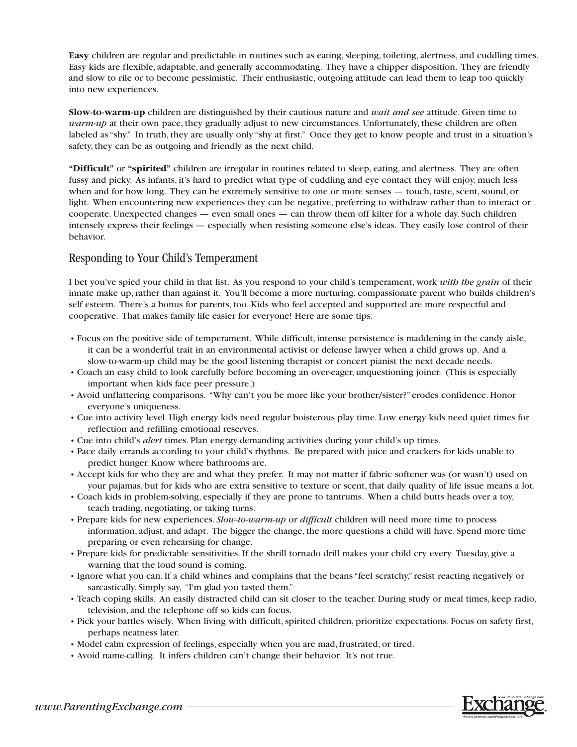**Easy** children are regular and predictable in routines such as eating, sleeping, toileting, alertness, and cuddling times. Easy kids are flexible, adaptable, and generally accommodating. They have a chipper disposition. They are friendly and slow to rile or to become pessimistic. Their enthusiastic, outgoing attitude can lead them to leap too quickly into new experiences.

**Slow-to-warm-up** children are distinguished by their cautious nature and *wait and see* attitude. Given time to *warm-up* at their own pace, they gradually adjust to new circumstances. Unfortunately, these children are often labeled as "shy." In truth, they are usually only "shy at first." Once they get to know people and trust in a situation's safety, they can be as outgoing and friendly as the next child.

**"Difficult"** or **"spirited"** children are irregular in routines related to sleep, eating, and alertness. They are often fussy and picky. As infants, it's hard to predict what type of cuddling and eye contact they will enjoy, much less when and for how long. They can be extremely sensitive to one or more senses — touch, taste, scent, sound, or light. When encountering new experiences they can be negative, preferring to withdraw rather than to interact or cooperate. Unexpected changes — even small ones — can throw them off kilter for a whole day. Such children intensely express their feelings — especially when resisting someone else's ideas. They easily lose control of their behavior.

## Responding to Your Child's Temperament

I bet you've spied your child in that list. As you respond to your child's temperament, work *with the grain* of their innate make up, rather than against it. You'll become a more nurturing, compassionate parent who builds children's self esteem. There's a bonus for parents, too. Kids who feel accepted and supported are more respectful and cooperative. That makes family life easier for everyone! Here are some tips:

- Focus on the positive side of temperament. While difficult, intense persistence is maddening in the candy aisle, it can be a wonderful trait in an environmental activist or defense lawyer when a child grows up. And a slow-to-warm-up child may be the good listening therapist or concert pianist the next decade needs.
- Coach an easy child to look carefully before becoming an over-eager, unquestioning joiner. (This is especially important when kids face peer pressure.)
- Avoid unflattering comparisons. "Why can't you be more like your brother/sister?" erodes confidence. Honor everyone's uniqueness.
- Cue into activity level. High energy kids need regular boisterous play time. Low energy kids need quiet times for reflection and refilling emotional reserves.
- Cue into child's *alert* times. Plan energy-demanding activities during your child's up times.
- Pace daily errands according to your child's rhythms. Be prepared with juice and crackers for kids unable to predict hunger. Know where bathrooms are.
- Accept kids for who they are and what they prefer. It may not matter if fabric softener was (or wasn't) used on your pajamas, but for kids who are extra sensitive to texture or scent, that daily quality of life issue means a lot.
- Coach kids in problem-solving, especially if they are prone to tantrums. When a child butts heads over a toy, teach trading, negotiating, or taking turns.
- Prepare kids for new experiences. *Slow-to-warm-up* or *difficult* children will need more time to process information, adjust, and adapt. The bigger the change, the more questions a child will have. Spend more time preparing or even rehearsing for change.
- Prepare kids for predictable sensitivities. If the shrill tornado drill makes your child cry every Tuesday, give a warning that the loud sound is coming.
- Ignore what you can. If a child whines and complains that the beans "feel scratchy," resist reacting negatively or sarcastically. Simply say, "I'm glad you tasted them."
- Teach coping skills. An easily distracted child can sit closer to the teacher. During study or meal times, keep radio, television, and the telephone off so kids can focus.
- Pick your battles wisely. When living with difficult, spirited children, prioritize expectations. Focus on safety first, perhaps neatness later.
- Model calm expression of feelings, especially when you are mad, frustrated, or tired.
- Avoid name-calling. It infers children can't change their behavior. It's not true.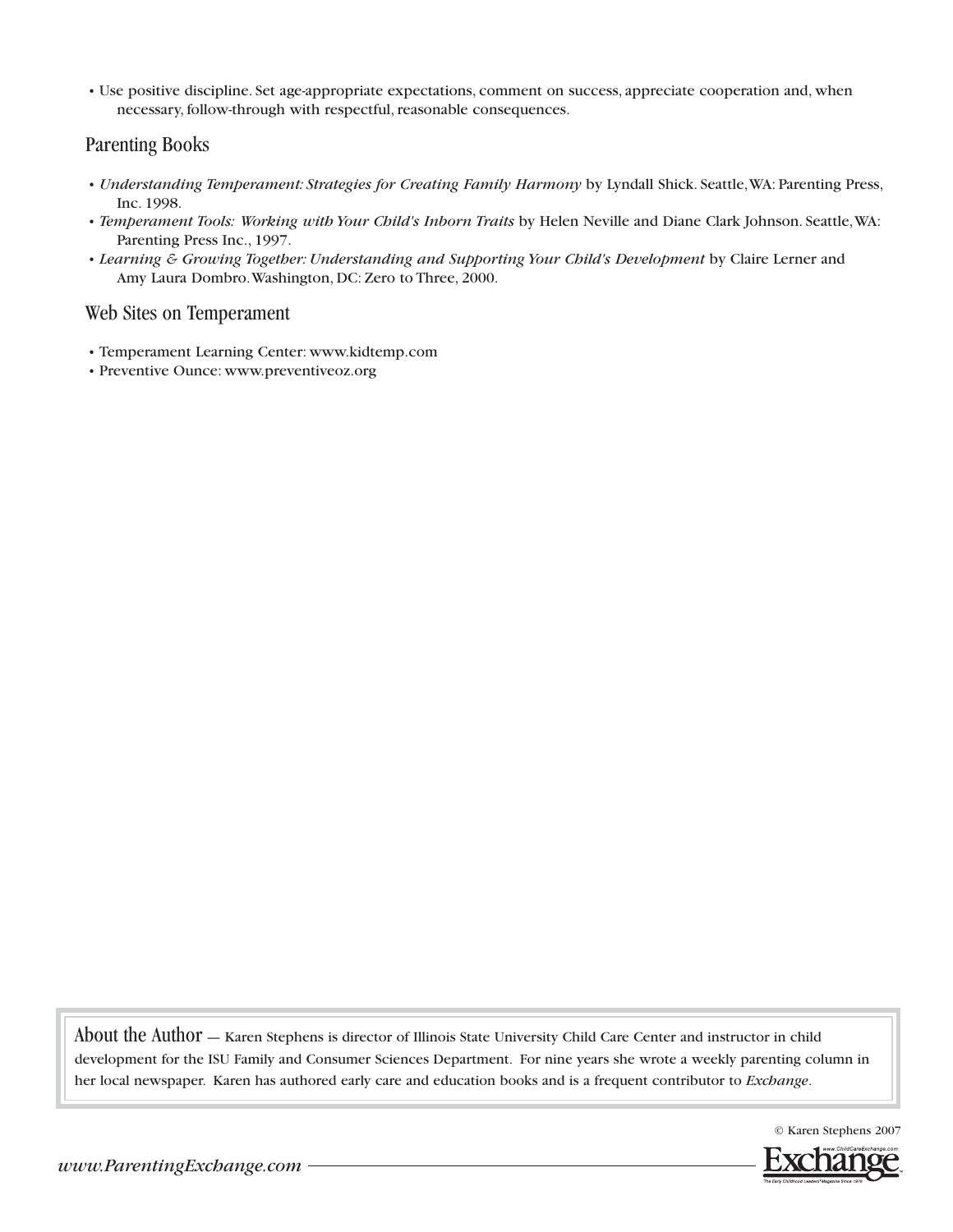- Use positive discipline. Set age-appropriate expectations, comment on success, appreciate cooperation and, when necessary, follow-through with respectful, reasonable consequences.

## Parenting Books

- *Understanding Temperament: Strategies for Creating Family Harmony* by Lyndall Shick. Seattle, WA: Parenting Press, Inc. 1998.
- *Temperament Tools: Working with Your Child's Inborn Traits* by Helen Neville and Diane Clark Johnson. Seattle, WA: Parenting Press Inc., 1997.
- *Learning & Growing Together: Understanding and Supporting Your Child's Development* by Claire Lerner and Amy Laura Dombro. Washington, DC: Zero to Three, 2000.

## Web Sites on Temperament

- Temperament Learning Center: www.kidtemp.com
- Preventive Ounce: www.preventiveoz.org

About the Author — Karen Stephens is director of Illinois State University Child Care Center and instructor in child development for the ISU Family and Consumer Sciences Department. For nine years she wrote a weekly parenting column in her local newspaper. Karen has authored early care and education books and is a frequent contributor to *Exchange*.

© Karen Stephens 2007